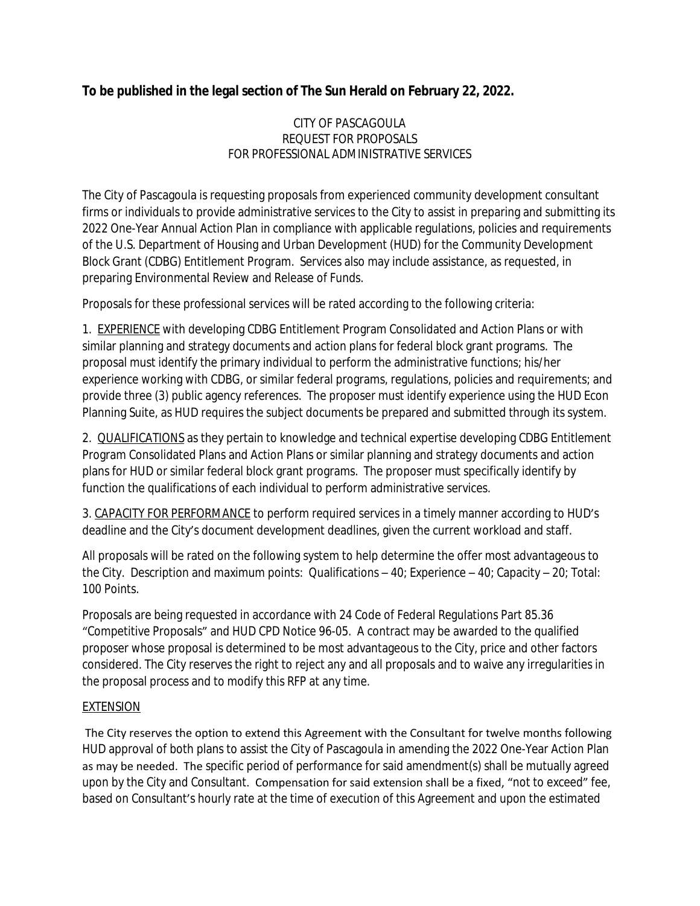**To be published in the legal section of The Sun Herald on February 22, 2022.**

CITY OF PASCAGOULA
REQUEST FOR PROPOSALS
FOR PROFESSIONAL ADMINISTRATIVE SERVICES

The City of Pascagoula is requesting proposals from experienced community development consultant firms or individuals to provide administrative services to the City to assist in preparing and submitting its 2022 One-Year Annual Action Plan in compliance with applicable regulations, policies and requirements of the U.S. Department of Housing and Urban Development (HUD) for the Community Development Block Grant (CDBG) Entitlement Program. Services also may include assistance, as requested, in preparing Environmental Review and Release of Funds.

Proposals for these professional services will be rated according to the following criteria:

1. EXPERIENCE with developing CDBG Entitlement Program Consolidated and Action Plans or with similar planning and strategy documents and action plans for federal block grant programs. The proposal must identify the primary individual to perform the administrative functions; his/her experience working with CDBG, or similar federal programs, regulations, policies and requirements; and provide three (3) public agency references. The proposer must identify experience using the HUD Econ Planning Suite, as HUD requires the subject documents be prepared and submitted through its system.

2. QUALIFICATIONS as they pertain to knowledge and technical expertise developing CDBG Entitlement Program Consolidated Plans and Action Plans or similar planning and strategy documents and action plans for HUD or similar federal block grant programs. The proposer must specifically identify by function the qualifications of each individual to perform administrative services.

3. CAPACITY FOR PERFORMANCE to perform required services in a timely manner according to HUD's deadline and the City's document development deadlines, given the current workload and staff.

All proposals will be rated on the following system to help determine the offer most advantageous to the City. Description and maximum points: Qualifications – 40; Experience – 40; Capacity – 20; Total: 100 Points.

Proposals are being requested in accordance with 24 Code of Federal Regulations Part 85.36 "Competitive Proposals" and HUD CPD Notice 96-05. A contract may be awarded to the qualified proposer whose proposal is determined to be most advantageous to the City, price and other factors considered. The City reserves the right to reject any and all proposals and to waive any irregularities in the proposal process and to modify this RFP at any time.

EXTENSION

The City reserves the option to extend this Agreement with the Consultant for twelve months following HUD approval of both plans to assist the City of Pascagoula in amending the 2022 One-Year Action Plan as may be needed. The specific period of performance for said amendment(s) shall be mutually agreed upon by the City and Consultant. Compensation for said extension shall be a fixed, "not to exceed" fee, based on Consultant's hourly rate at the time of execution of this Agreement and upon the estimated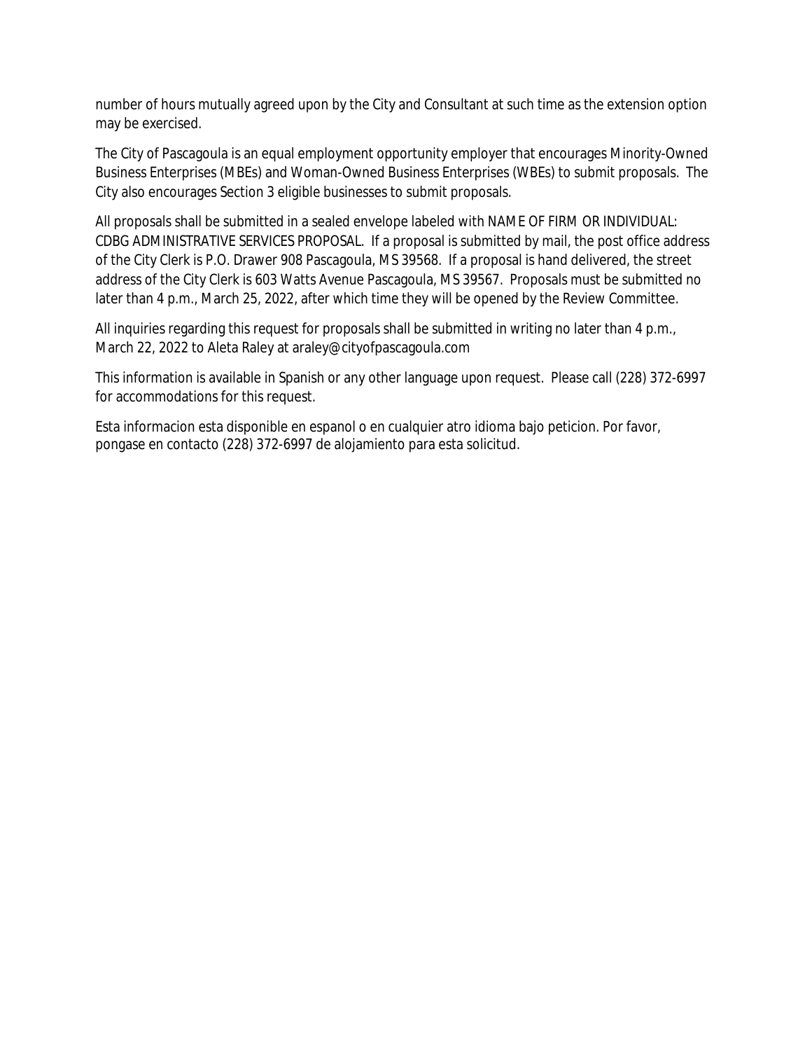number of hours mutually agreed upon by the City and Consultant at such time as the extension option may be exercised.

The City of Pascagoula is an equal employment opportunity employer that encourages Minority-Owned Business Enterprises (MBEs) and Woman-Owned Business Enterprises (WBEs) to submit proposals. The City also encourages Section 3 eligible businesses to submit proposals.

All proposals shall be submitted in a sealed envelope labeled with NAME OF FIRM OR INDIVIDUAL: CDBG ADMINISTRATIVE SERVICES PROPOSAL. If a proposal is submitted by mail, the post office address of the City Clerk is P.O. Drawer 908 Pascagoula, MS 39568. If a proposal is hand delivered, the street address of the City Clerk is 603 Watts Avenue Pascagoula, MS 39567. Proposals must be submitted no later than 4 p.m., March 25, 2022, after which time they will be opened by the Review Committee.

All inquiries regarding this request for proposals shall be submitted in writing no later than 4 p.m., March 22, 2022 to Aleta Raley at araley@cityofpascagoula.com

This information is available in Spanish or any other language upon request. Please call (228) 372-6997 for accommodations for this request.

Esta informacion esta disponible en espanol o en cualquier atro idioma bajo peticion. Por favor, pongase en contacto (228) 372-6997 de alojamiento para esta solicitud.